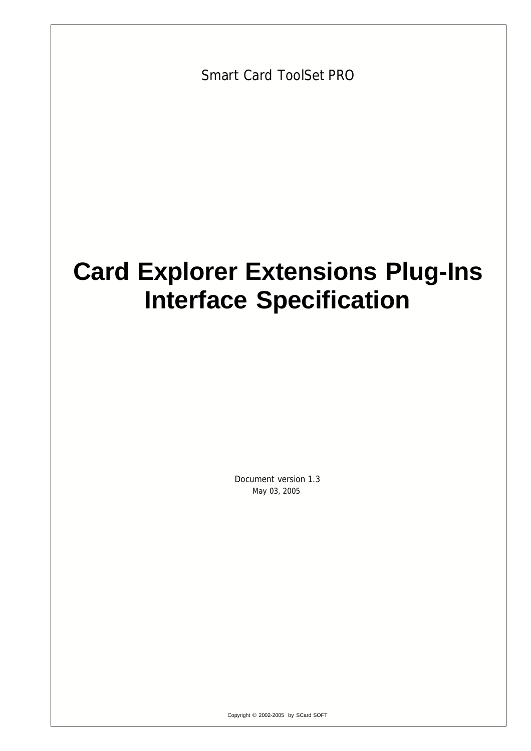Smart Card ToolSet PRO

# Card Explorer Extensions Plug-Ins Interface Specification

Document version 1.3

May 03, 2005

Copyright © 2002-2005 by SCard SOFT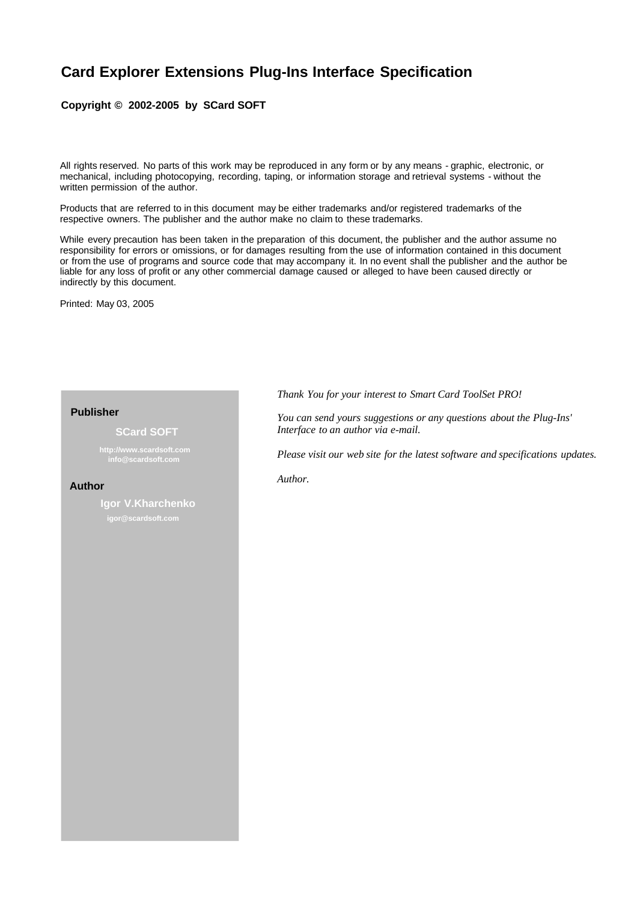# Card Explorer Extensions Plug-Ins Interface Specification

**Copyright © 2002-2005 by SCard SOFT**

All rights reserved. No parts of this work may be reproduced in any form or by any means - graphic, electronic, or mechanical, including photocopying, recording, taping, or information storage and retrieval systems - without the written permission of the author.

Products that are referred to in this document may be either trademarks and/or registered trademarks of the respective owners. The publisher and the author make no claim to these trademarks.

While every precaution has been taken in the preparation of this document, the publisher and the author assume no responsibility for errors or omissions, or for damages resulting from the use of information contained in this document or from the use of programs and source code that may accompany it. In no event shall the publisher and the author be liable for any loss of profit or any other commercial damage caused or alleged to have been caused directly or indirectly by this document.

Printed: May 03, 2005

**Publisher**

**SCard SOFT**

**http://www.scardsoft.com**
**info@scardsoft.com**

**Author**

**Igor V.Kharchenko**

**igor@scardsoft.com**

*Thank You for your interest to Smart Card ToolSet PRO!*

*You can send yours suggestions or any questions about the Plug-Ins' Interface to an author via e-mail.*

*Please visit our web site for the latest software and specifications updates.*

*Author.*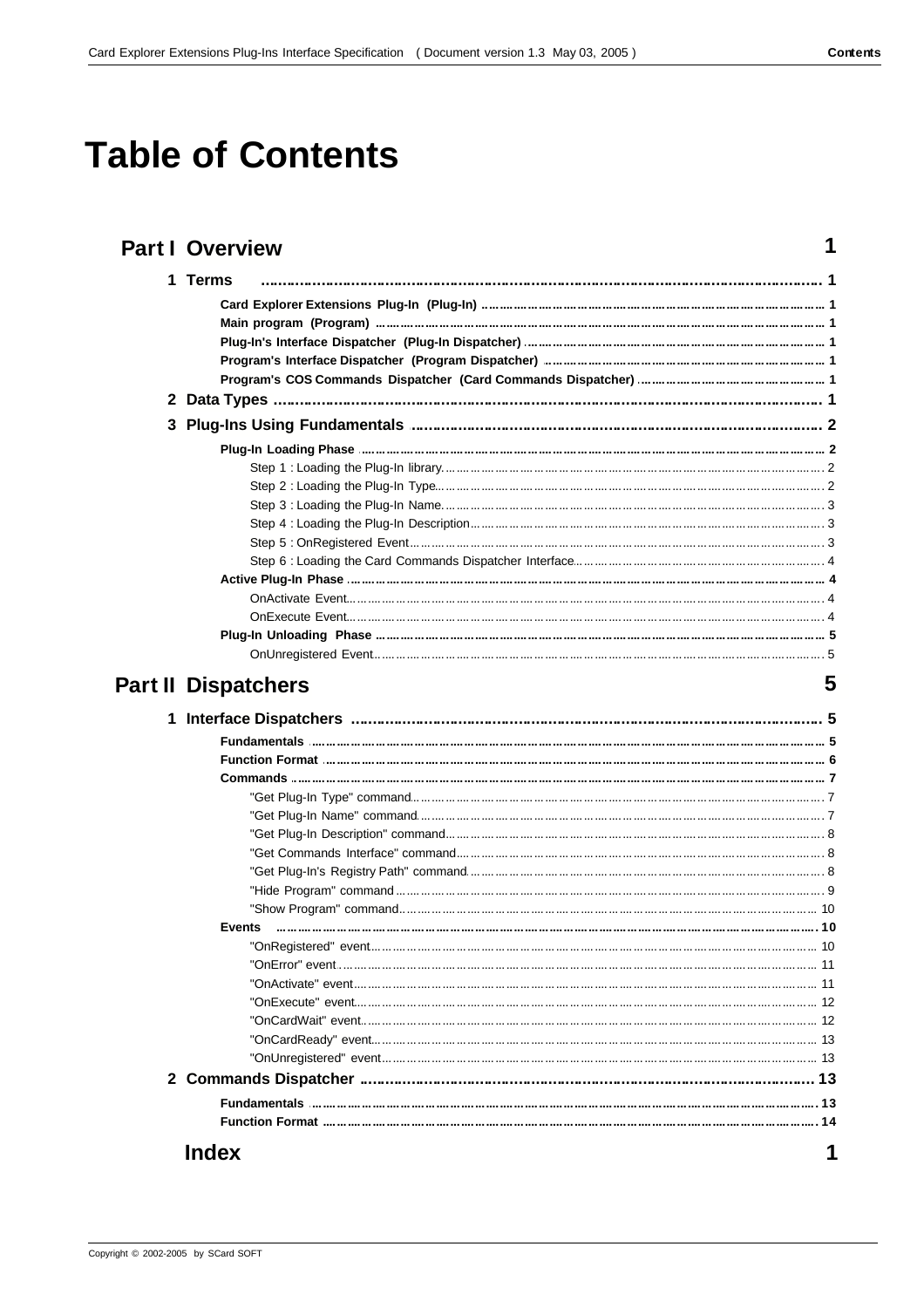# Table of Contents

**Part I Overview** 1

**1 Terms** 1

- **Card Explorer Extensions Plug-In (Plug-In)** 1
- **Main program (Program)** 1
- **Plug-In's Interface Dispatcher (Plug-In Dispatcher)** 1
- **Program's Interface Dispatcher (Program Dispatcher)** 1
- **Program's COS Commands Dispatcher (Card Commands Dispatcher)** 1

**2 Data Types** 1

**3 Plug-Ins Using Fundamentals** 2

- **Plug-In Loading Phase** 2
  - Step 1 : Loading the Plug-In library 2
  - Step 2 : Loading the Plug-In Type 2
  - Step 3 : Loading the Plug-In Name 3
  - Step 4 : Loading the Plug-In Description 3
  - Step 5 : OnRegistered Event 3
  - Step 6 : Loading the Card Commands Dispatcher Interface 4
- **Active Plug-In Phase** 4
  - OnActivate Event 4
  - OnExecute Event 4
- **Plug-In Unloading Phase** 5
  - OnUnregistered Event 5

**Part II Dispatchers** 5

**1 Interface Dispatchers** 5

- **Fundamentals** 5
- **Function Format** 6
- **Commands** 7
  - "Get Plug-In Type" command 7
  - "Get Plug-In Name" command 7
  - "Get Plug-In Description" command 8
  - "Get Commands Interface" command 8
  - "Get Plug-In's Registry Path" command 8
  - "Hide Program" command 9
  - "Show Program" command 10
- **Events** 10
  - "OnRegistered" event 10
  - "OnError" event 11
  - "OnActivate" event 11
  - "OnExecute" event 12
  - "OnCardWait" event 12
  - "OnCardReady" event 13
  - "OnUnregistered" event 13

**2 Commands Dispatcher** 13

- **Fundamentals** 13
- **Function Format** 14

**Index** 1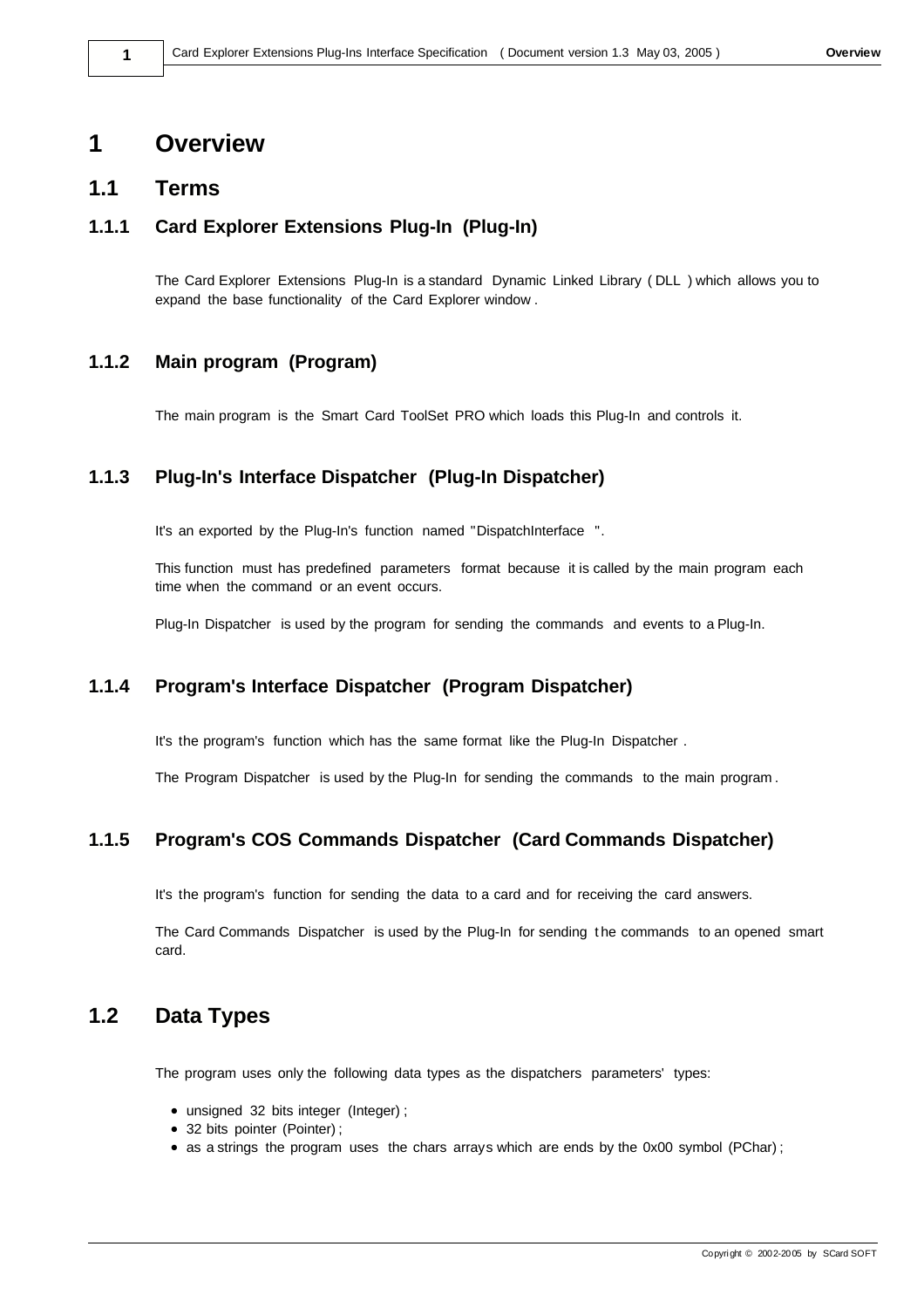# 1 Overview

## 1.1 Terms

### 1.1.1 Card Explorer Extensions Plug-In (Plug-In)

The Card Explorer Extensions Plug-In is a standard Dynamic Linked Library ( DLL ) which allows you to expand the base functionality of the Card Explorer window .

### 1.1.2 Main program (Program)

The main program is the Smart Card ToolSet PRO which loads this Plug-In and controls it.

### 1.1.3 Plug-In's Interface Dispatcher (Plug-In Dispatcher)

It's an exported by the Plug-In's function named "DispatchInterface ".

This function must has predefined parameters format because it is called by the main program each time when the command or an event occurs.

Plug-In Dispatcher is used by the program for sending the commands and events to a Plug-In.

### 1.1.4 Program's Interface Dispatcher (Program Dispatcher)

It's the program's function which has the same format like the Plug-In Dispatcher .

The Program Dispatcher is used by the Plug-In for sending the commands to the main program .

### 1.1.5 Program's COS Commands Dispatcher (Card Commands Dispatcher)

It's the program's function for sending the data to a card and for receiving the card answers.

The Card Commands Dispatcher is used by the Plug-In for sending the commands to an opened smart card.

## 1.2 Data Types

The program uses only the following data types as the dispatchers parameters' types:

- unsigned 32 bits integer (Integer) ;
- 32 bits pointer (Pointer) ;
- as a strings the program uses the chars arrays which are ends by the 0x00 symbol (PChar) ;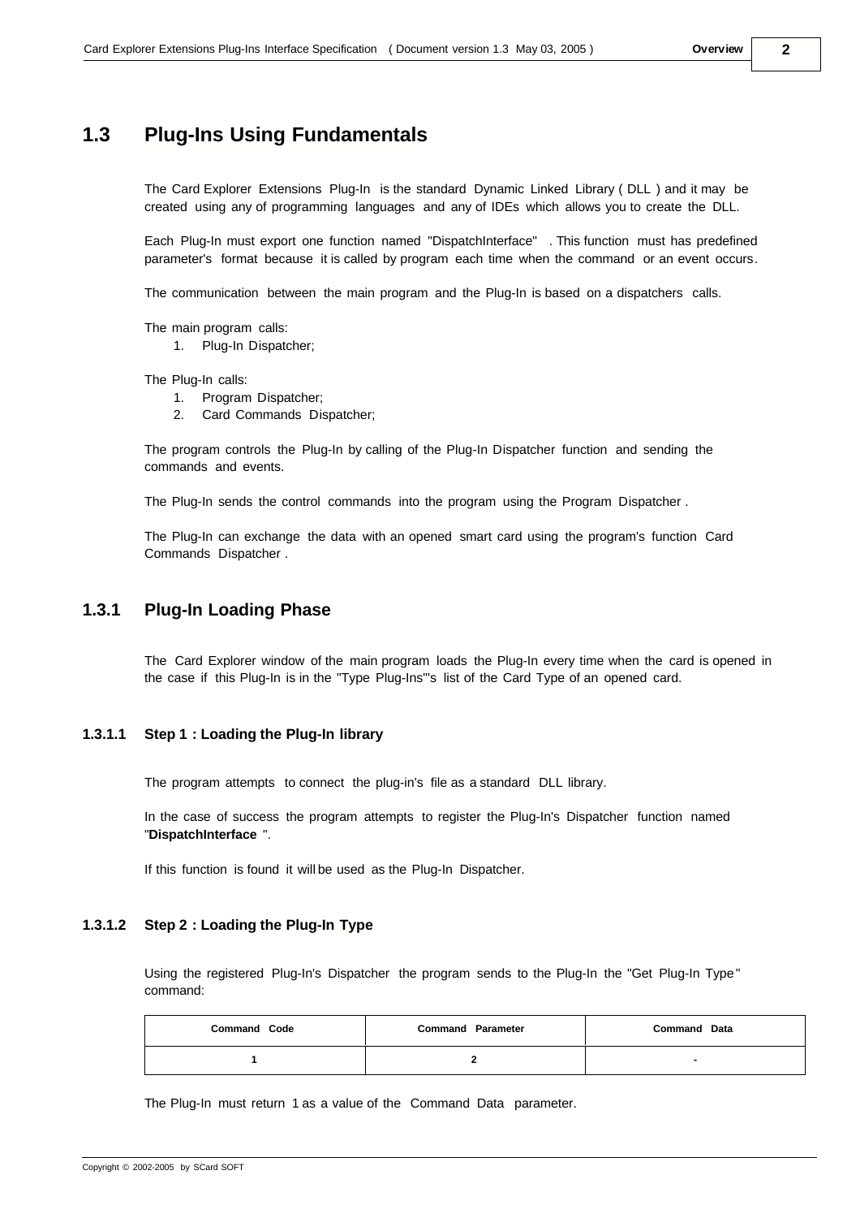## 1.3 Plug-Ins Using Fundamentals

The Card Explorer Extensions Plug-In is the standard Dynamic Linked Library ( DLL ) and it may be created using any of programming languages and any of IDEs which allows you to create the DLL.

Each Plug-In must export one function named "DispatchInterface" . This function must has predefined parameter's format because it is called by program each time when the command or an event occurs.

The communication between the main program and the Plug-In is based on a dispatchers calls.

The main program calls:

1. Plug-In Dispatcher;

The Plug-In calls:

1. Program Dispatcher;
2. Card Commands Dispatcher;

The program controls the Plug-In by calling of the Plug-In Dispatcher function and sending the commands and events.

The Plug-In sends the control commands into the program using the Program Dispatcher .

The Plug-In can exchange the data with an opened smart card using the program's function Card Commands Dispatcher .

### 1.3.1 Plug-In Loading Phase

The Card Explorer window of the main program loads the Plug-In every time when the card is opened in the case if this Plug-In is in the "Type Plug-Ins"'s list of the Card Type of an opened card.

#### 1.3.1.1 Step 1 : Loading the Plug-In library

The program attempts to connect the plug-in's file as a standard DLL library.

In the case of success the program attempts to register the Plug-In's Dispatcher function named "**DispatchInterface** ".

If this function is found it will be used as the Plug-In Dispatcher.

#### 1.3.1.2 Step 2 : Loading the Plug-In Type

Using the registered Plug-In's Dispatcher the program sends to the Plug-In the "Get Plug-In Type" command:

| Command Code | Command Parameter | Command Data |
|---|---|---|
| 1 | 2 | - |

The Plug-In must return 1 as a value of the Command Data parameter.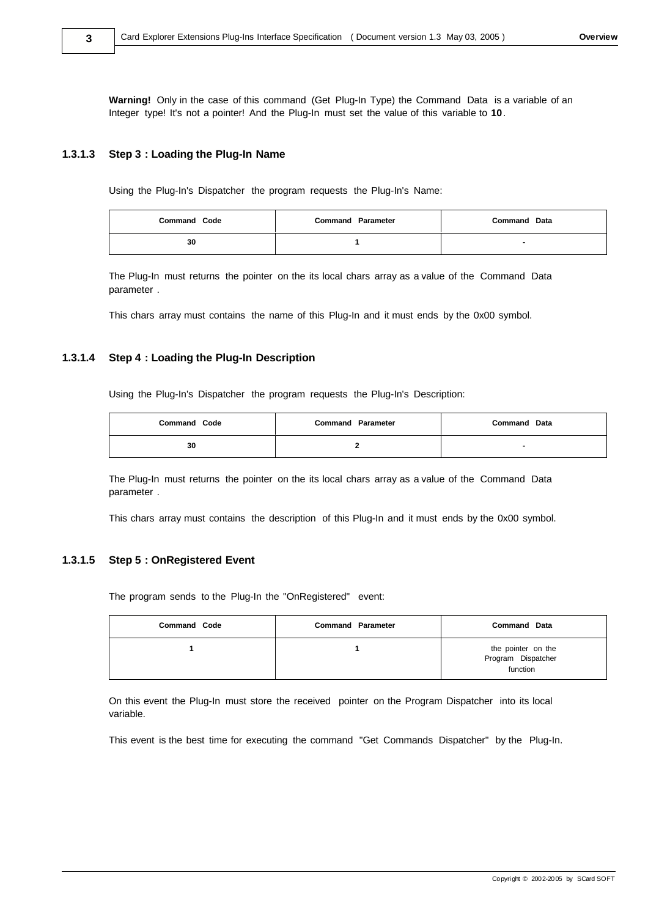**Warning!** Only in the case of this command (Get Plug-In Type) the Command Data is a variable of an Integer type! It's not a pointer! And the Plug-In must set the value of this variable to **10**.

### 1.3.1.3 Step 3 : Loading the Plug-In Name

Using the Plug-In's Dispatcher the program requests the Plug-In's Name:

| Command Code | Command Parameter | Command Data |
|---|---|---|
| 30 | 1 | - |

The Plug-In must returns the pointer on the its local chars array as a value of the Command Data parameter .

This chars array must contains the name of this Plug-In and it must ends by the 0x00 symbol.

### 1.3.1.4 Step 4 : Loading the Plug-In Description

Using the Plug-In's Dispatcher the program requests the Plug-In's Description:

| Command Code | Command Parameter | Command Data |
|---|---|---|
| 30 | 2 | - |

The Plug-In must returns the pointer on the its local chars array as a value of the Command Data parameter .

This chars array must contains the description of this Plug-In and it must ends by the 0x00 symbol.

### 1.3.1.5 Step 5 : OnRegistered Event

The program sends to the Plug-In the "OnRegistered" event:

| Command Code | Command Parameter | Command Data |
|---|---|---|
| 1 | 1 | the pointer on the Program Dispatcher function |

On this event the Plug-In must store the received pointer on the Program Dispatcher into its local variable.

This event is the best time for executing the command "Get Commands Dispatcher" by the Plug-In.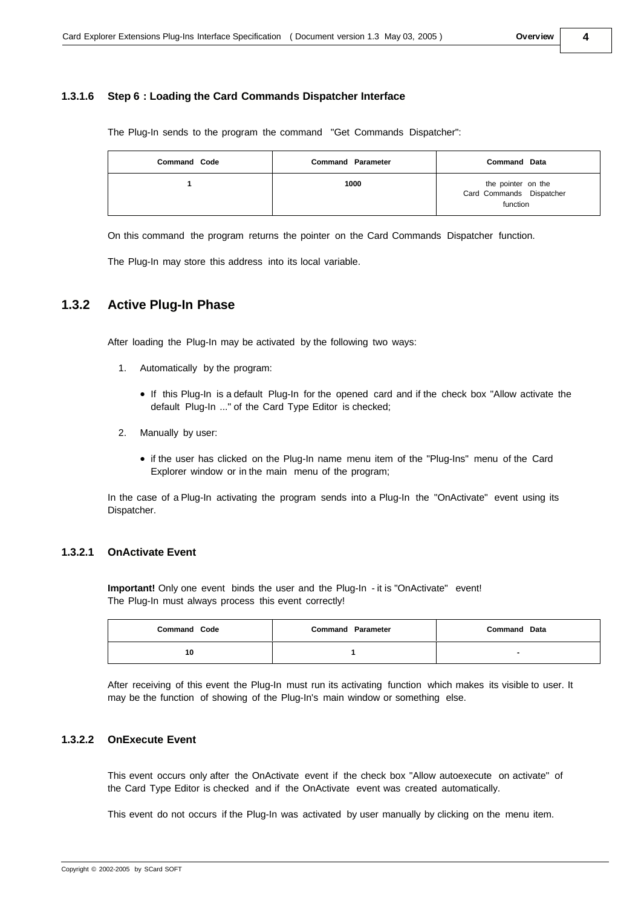#### 1.3.1.6 Step 6 : Loading the Card Commands Dispatcher Interface

The Plug-In sends to the program the command "Get Commands Dispatcher":

| Command Code | Command Parameter | Command Data |
|---|---|---|
| 1 | 1000 | the pointer on the Card Commands Dispatcher function |

On this command the program returns the pointer on the Card Commands Dispatcher function.

The Plug-In may store this address into its local variable.

### 1.3.2 Active Plug-In Phase

After loading the Plug-In may be activated by the following two ways:

1. Automatically by the program:
   - If this Plug-In is a default Plug-In for the opened card and if the check box "Allow activate the default Plug-In ..." of the Card Type Editor is checked;
2. Manually by user:
   - if the user has clicked on the Plug-In name menu item of the "Plug-Ins" menu of the Card Explorer window or in the main menu of the program;

In the case of a Plug-In activating the program sends into a Plug-In the "OnActivate" event using its Dispatcher.

#### 1.3.2.1 OnActivate Event

**Important!** Only one event binds the user and the Plug-In - it is "OnActivate" event!
The Plug-In must always process this event correctly!

| Command Code | Command Parameter | Command Data |
|---|---|---|
| 10 | 1 | - |

After receiving of this event the Plug-In must run its activating function which makes its visible to user. It may be the function of showing of the Plug-In's main window or something else.

#### 1.3.2.2 OnExecute Event

This event occurs only after the OnActivate event if the check box "Allow autoexecute on activate" of the Card Type Editor is checked and if the OnActivate event was created automatically.

This event do not occurs if the Plug-In was activated by user manually by clicking on the menu item.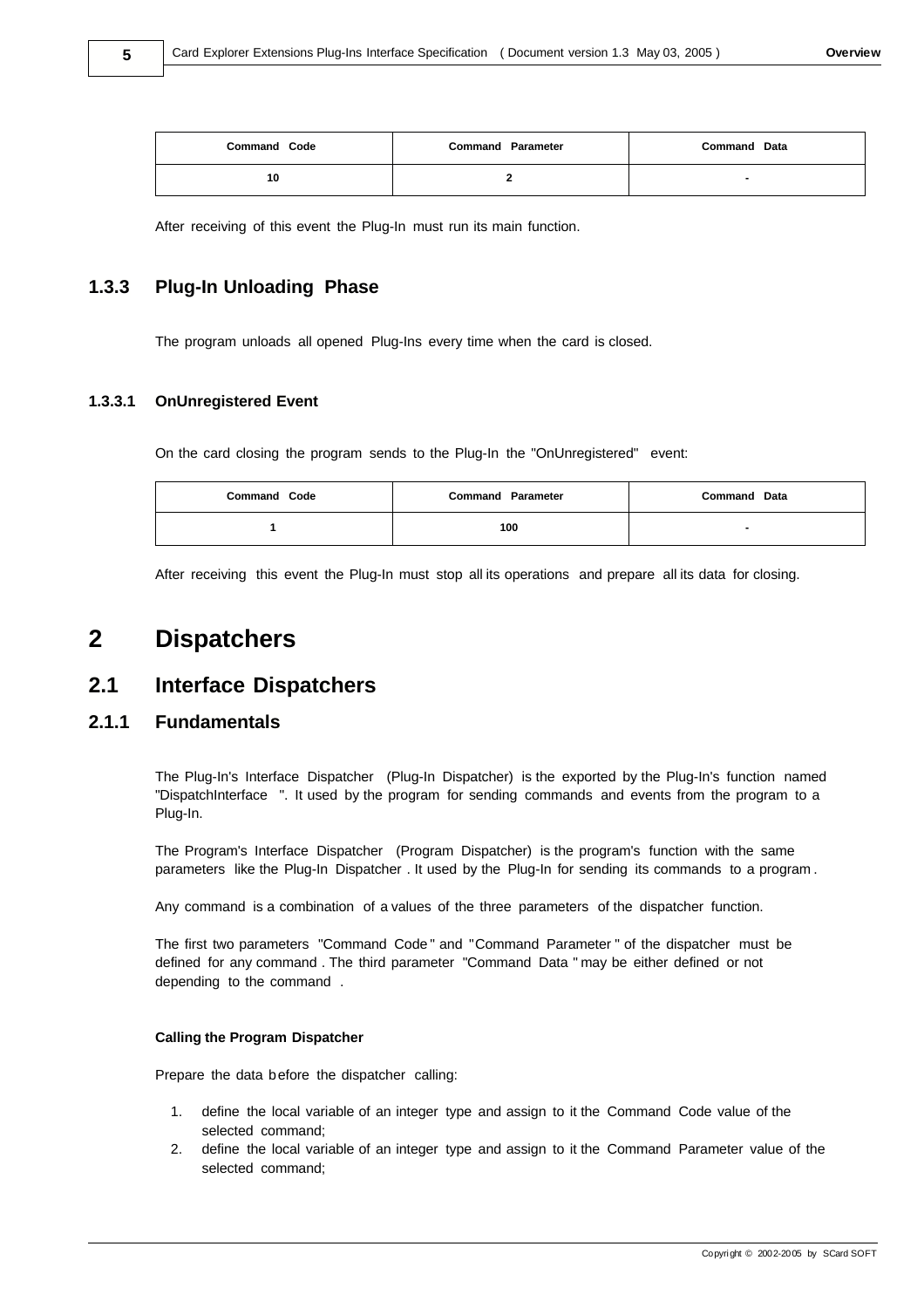| Command Code | Command Parameter | Command Data |
| --- | --- | --- |
| 10 | 2 | - |

After receiving of this event the Plug-In must run its main function.

### 1.3.3 Plug-In Unloading Phase

The program unloads all opened Plug-Ins every time when the card is closed.

#### 1.3.3.1 OnUnregistered Event

On the card closing the program sends to the Plug-In the "OnUnregistered" event:

| Command Code | Command Parameter | Command Data |
| --- | --- | --- |
| 1 | 100 | - |

After receiving this event the Plug-In must stop all its operations and prepare all its data for closing.

# 2 Dispatchers

## 2.1 Interface Dispatchers

### 2.1.1 Fundamentals

The Plug-In's Interface Dispatcher (Plug-In Dispatcher) is the exported by the Plug-In's function named "DispatchInterface ". It used by the program for sending commands and events from the program to a Plug-In.

The Program's Interface Dispatcher (Program Dispatcher) is the program's function with the same parameters like the Plug-In Dispatcher . It used by the Plug-In for sending its commands to a program .

Any command is a combination of a values of the three parameters of the dispatcher function.

The first two parameters "Command Code " and "Command Parameter " of the dispatcher must be defined for any command . The third parameter "Command Data " may be either defined or not depending to the command .

**Calling the Program Dispatcher**

Prepare the data before the dispatcher calling:

1. define the local variable of an integer type and assign to it the Command Code value of the selected command;
2. define the local variable of an integer type and assign to it the Command Parameter value of the selected command;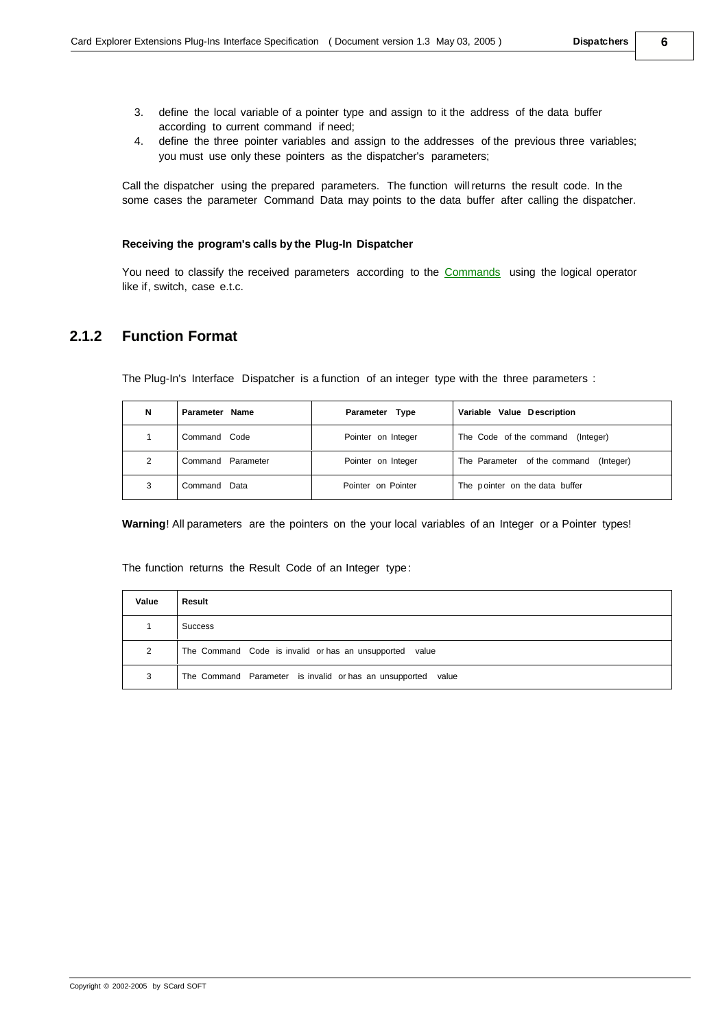3. define the local variable of a pointer type and assign to it the address of the data buffer according to current command if need;
4. define the three pointer variables and assign to the addresses of the previous three variables; you must use only these pointers as the dispatcher's parameters;

Call the dispatcher using the prepared parameters. The function will returns the result code. In the some cases the parameter Command Data may points to the data buffer after calling the dispatcher.

**Receiving the program's calls by the Plug-In Dispatcher**

You need to classify the received parameters according to the Commands using the logical operator like if, switch, case e.t.c.

## 2.1.2 Function Format

The Plug-In's Interface Dispatcher is a function of an integer type with the three parameters :

| N | Parameter Name | Parameter Type | Variable Value Description |
|---|---|---|---|
| 1 | Command Code | Pointer on Integer | The Code of the command (Integer) |
| 2 | Command Parameter | Pointer on Integer | The Parameter of the command (Integer) |
| 3 | Command Data | Pointer on Pointer | The pointer on the data buffer |

**Warning**! All parameters are the pointers on the your local variables of an Integer or a Pointer types!

The function returns the Result Code of an Integer type:

| Value | Result |
|---|---|
| 1 | Success |
| 2 | The Command Code is invalid or has an unsupported value |
| 3 | The Command Parameter is invalid or has an unsupported value |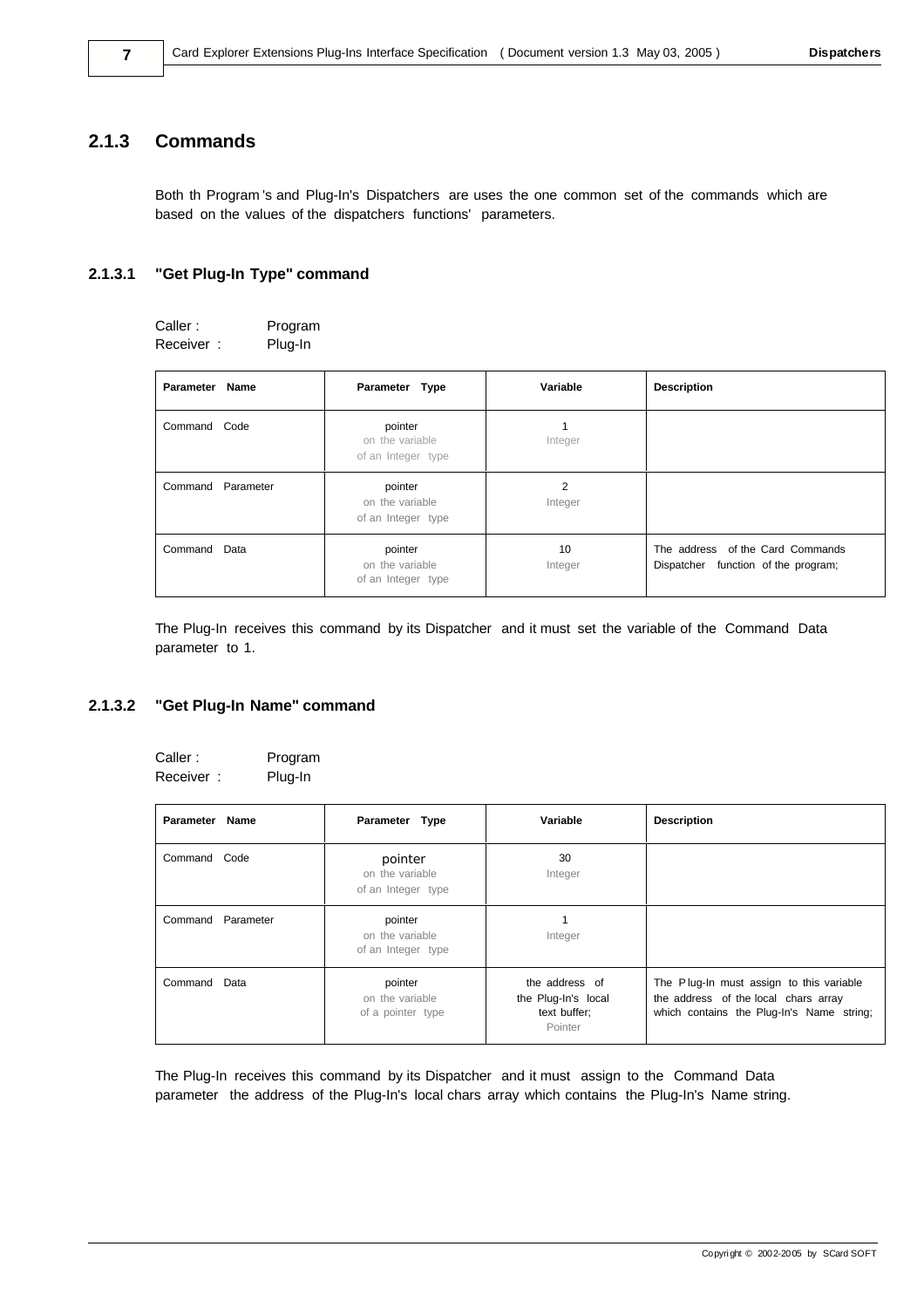## 2.1.3 Commands

Both th Program's and Plug-In's Dispatchers are uses the one common set of the commands which are based on the values of the dispatchers functions' parameters.

### 2.1.3.1 "Get Plug-In Type" command

Caller : Program
Receiver : Plug-In

| Parameter Name | Parameter Type | Variable | Description |
|---|---|---|---|
| Command Code | pointer on the variable of an Integer type | 1 Integer | |
| Command Parameter | pointer on the variable of an Integer type | 2 Integer | |
| Command Data | pointer on the variable of an Integer type | 10 Integer | The address of the Card Commands Dispatcher function of the program; |

The Plug-In receives this command by its Dispatcher and it must set the variable of the Command Data parameter to 1.

### 2.1.3.2 "Get Plug-In Name" command

Caller : Program
Receiver : Plug-In

| Parameter Name | Parameter Type | Variable | Description |
|---|---|---|---|
| Command Code | pointer on the variable of an Integer type | 30 Integer | |
| Command Parameter | pointer on the variable of an Integer type | 1 Integer | |
| Command Data | pointer on the variable of a pointer type | the address of the Plug-In's local text buffer; Pointer | The Plug-In must assign to this variable the address of the local chars array which contains the Plug-In's Name string; |

The Plug-In receives this command by its Dispatcher and it must assign to the Command Data parameter the address of the Plug-In's local chars array which contains the Plug-In's Name string.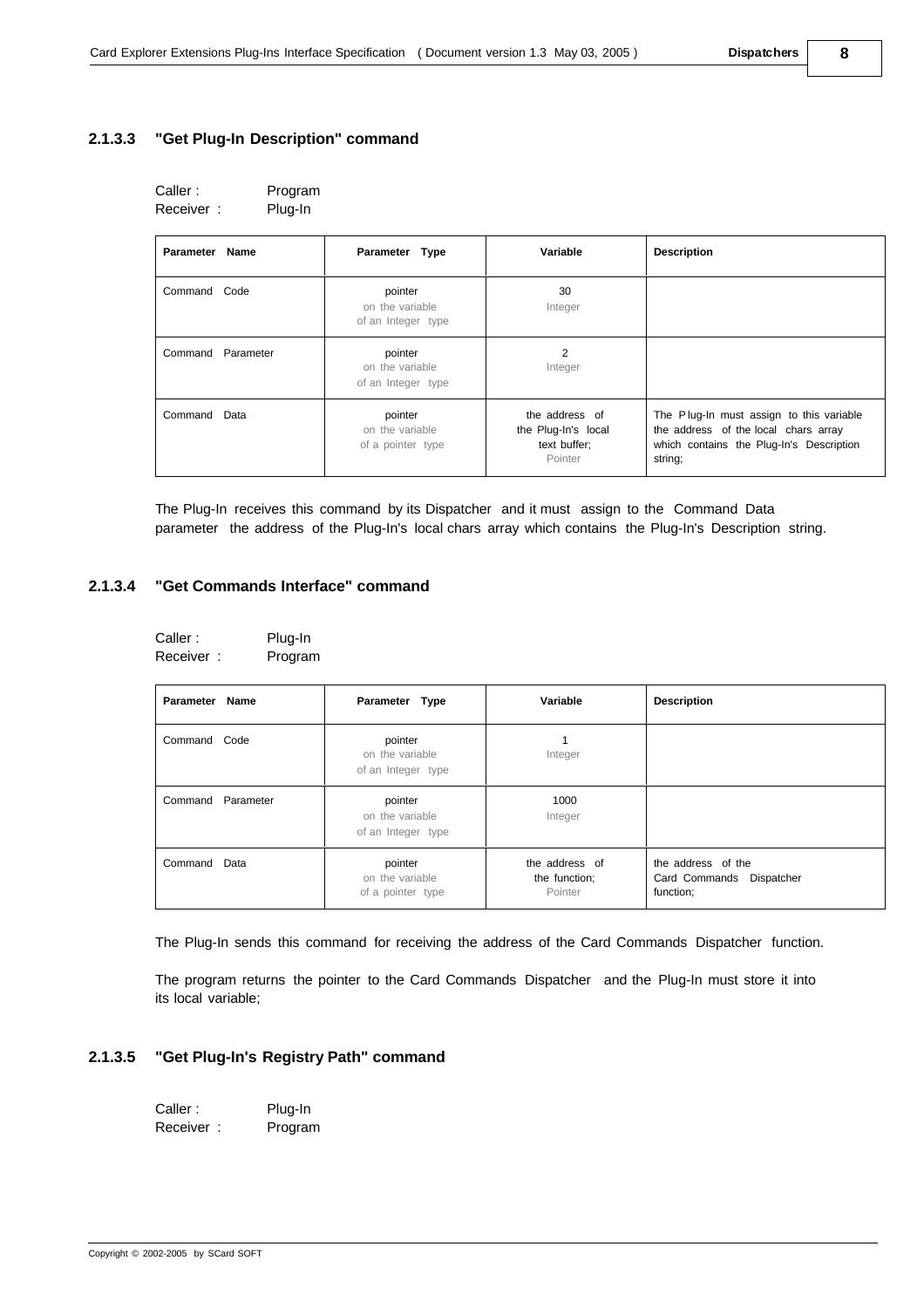### 2.1.3.3 "Get Plug-In Description" command

Caller : Program
Receiver : Plug-In

| Parameter Name | Parameter Type | Variable | Description |
|---|---|---|---|
| Command Code | pointer on the variable of an Integer type | 30 Integer | |
| Command Parameter | pointer on the variable of an Integer type | 2 Integer | |
| Command Data | pointer on the variable of a pointer type | the address of the Plug-In's local text buffer; Pointer | The Plug-In must assign to this variable the address of the local chars array which contains the Plug-In's Description string; |

The Plug-In receives this command by its Dispatcher and it must assign to the Command Data parameter the address of the Plug-In's local chars array which contains the Plug-In's Description string.

### 2.1.3.4 "Get Commands Interface" command

Caller : Plug-In
Receiver : Program

| Parameter Name | Parameter Type | Variable | Description |
|---|---|---|---|
| Command Code | pointer on the variable of an Integer type | 1 Integer | |
| Command Parameter | pointer on the variable of an Integer type | 1000 Integer | |
| Command Data | pointer on the variable of a pointer type | the address of the function; Pointer | the address of the Card Commands Dispatcher function; |

The Plug-In sends this command for receiving the address of the Card Commands Dispatcher function.

The program returns the pointer to the Card Commands Dispatcher and the Plug-In must store it into its local variable;

### 2.1.3.5 "Get Plug-In's Registry Path" command

Caller : Plug-In
Receiver : Program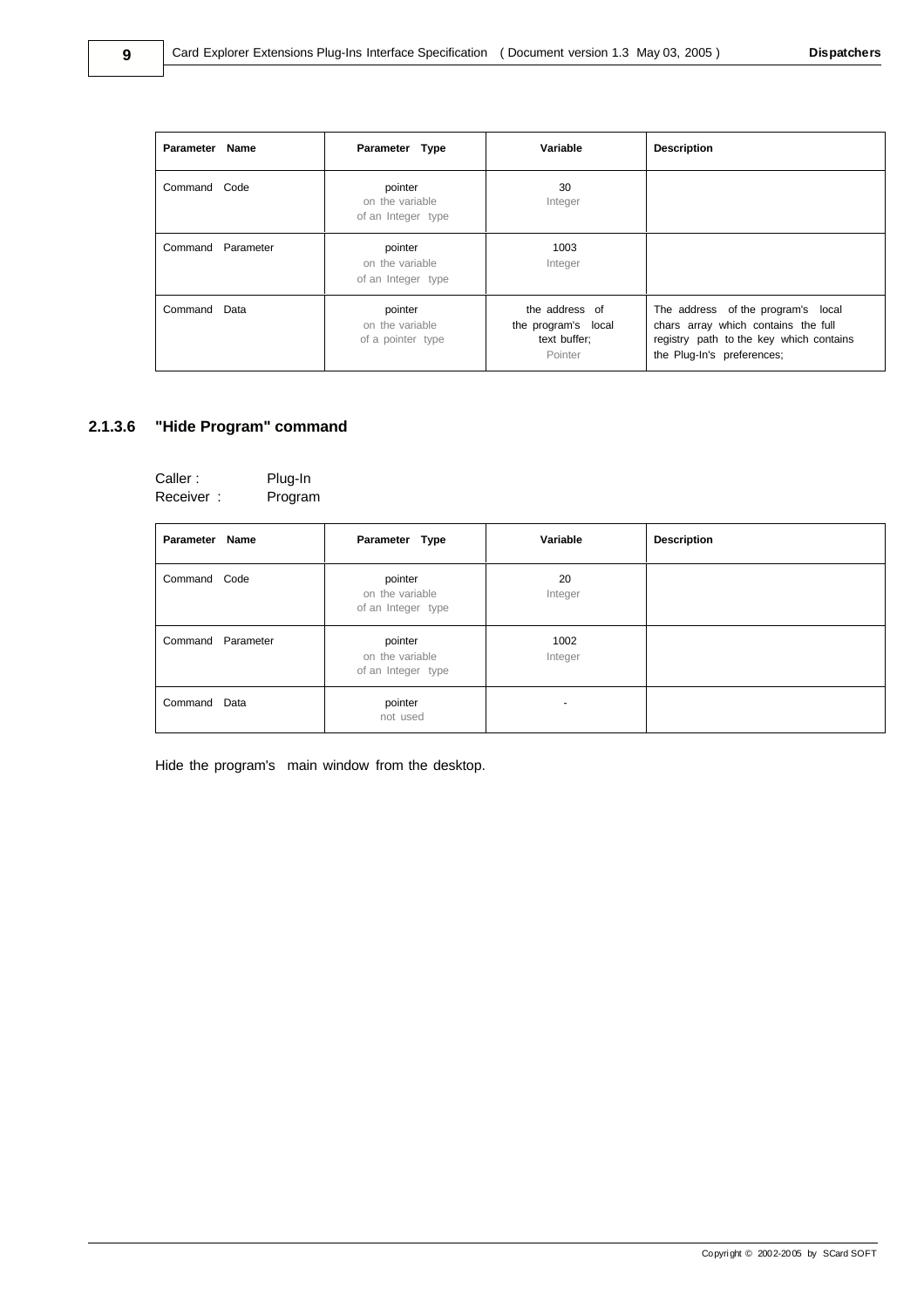| Parameter Name | Parameter Type | Variable | Description |
| --- | --- | --- | --- |
| Command Code | pointer on the variable of an Integer type | 30 Integer | |
| Command Parameter | pointer on the variable of an Integer type | 1003 Integer | |
| Command Data | pointer on the variable of a pointer type | the address of the program's local text buffer; Pointer | The address of the program's local chars array which contains the full registry path to the key which contains the Plug-In's preferences; |

### 2.1.3.6 "Hide Program" command

Caller : Plug-In
Receiver : Program

| Parameter Name | Parameter Type | Variable | Description |
| --- | --- | --- | --- |
| Command Code | pointer on the variable of an Integer type | 20 Integer | |
| Command Parameter | pointer on the variable of an Integer type | 1002 Integer | |
| Command Data | pointer not used | - | |

Hide the program's main window from the desktop.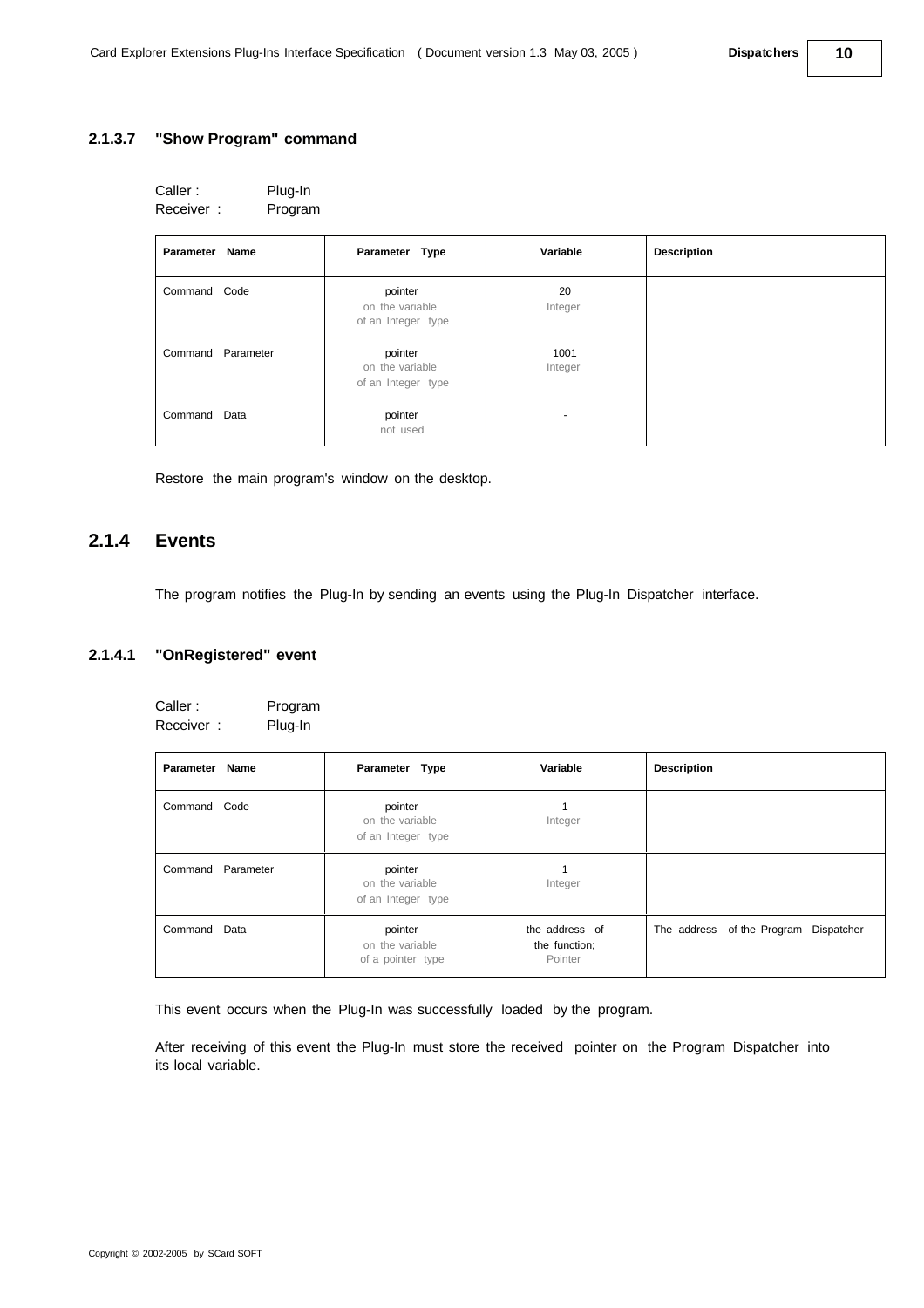#### 2.1.3.7 "Show Program" command

Caller : Plug-In
Receiver : Program

| Parameter Name | Parameter Type | Variable | Description |
|---|---|---|---|
| Command Code | pointer on the variable of an Integer type | 20 Integer | |
| Command Parameter | pointer on the variable of an Integer type | 1001 Integer | |
| Command Data | pointer not used | - | |

Restore the main program's window on the desktop.

### 2.1.4 Events

The program notifies the Plug-In by sending an events using the Plug-In Dispatcher interface.

#### 2.1.4.1 "OnRegistered" event

Caller : Program
Receiver : Plug-In

| Parameter Name | Parameter Type | Variable | Description |
|---|---|---|---|
| Command Code | pointer on the variable of an Integer type | 1 Integer | |
| Command Parameter | pointer on the variable of an Integer type | 1 Integer | |
| Command Data | pointer on the variable of a pointer type | the address of the function; Pointer | The address of the Program Dispatcher |

This event occurs when the Plug-In was successfully loaded by the program.

After receiving of this event the Plug-In must store the received pointer on the Program Dispatcher into its local variable.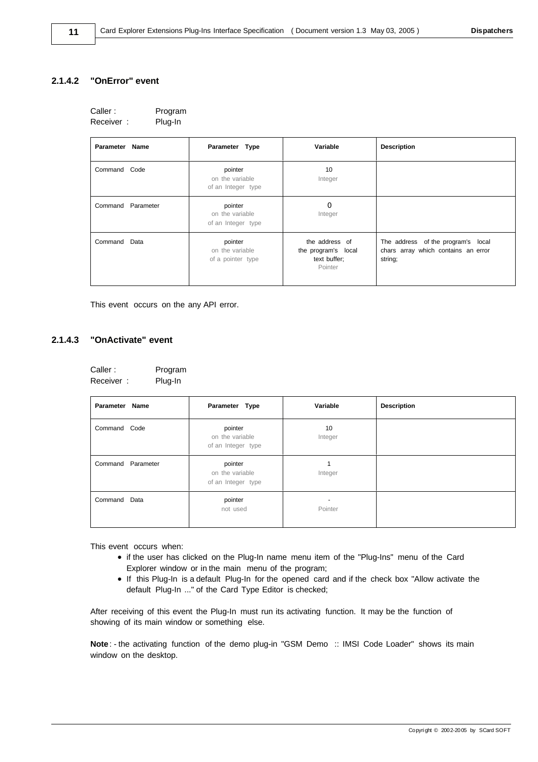### 2.1.4.2 "OnError" event

Caller : Program
Receiver : Plug-In

| Parameter Name | Parameter Type | Variable | Description |
|---|---|---|---|
| Command Code | pointer on the variable of an Integer type | 10 Integer | |
| Command Parameter | pointer on the variable of an Integer type | 0 Integer | |
| Command Data | pointer on the variable of a pointer type | the address of the program's local text buffer; Pointer | The address of the program's local chars array which contains an error string; |

This event occurs on the any API error.

### 2.1.4.3 "OnActivate" event

Caller : Program
Receiver : Plug-In

| Parameter Name | Parameter Type | Variable | Description |
|---|---|---|---|
| Command Code | pointer on the variable of an Integer type | 10 Integer | |
| Command Parameter | pointer on the variable of an Integer type | 1 Integer | |
| Command Data | pointer not used | - Pointer | |

This event occurs when:

- if the user has clicked on the Plug-In name menu item of the "Plug-Ins" menu of the Card Explorer window or in the main menu of the program;
- If this Plug-In is a default Plug-In for the opened card and if the check box "Allow activate the default Plug-In ..." of the Card Type Editor is checked;

After receiving of this event the Plug-In must run its activating function. It may be the function of showing of its main window or something else.

**Note**: - the activating function of the demo plug-in "GSM Demo :: IMSI Code Loader" shows its main window on the desktop.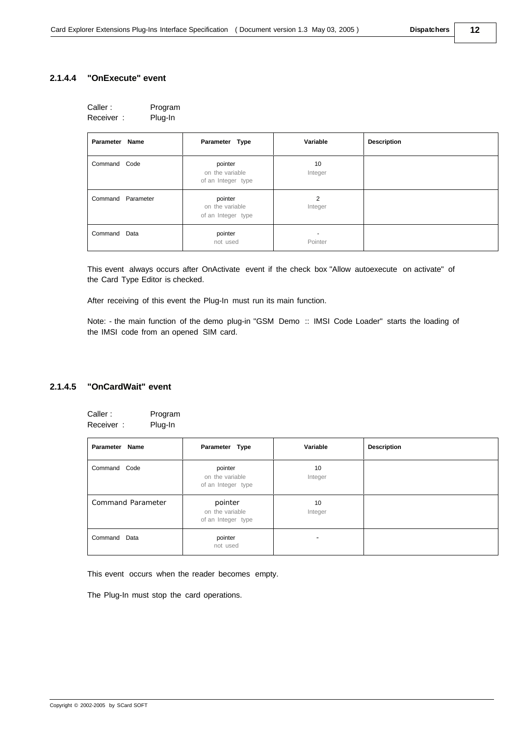### 2.1.4.4 "OnExecute" event

Caller : Program
Receiver : Plug-In

| Parameter Name | Parameter Type | Variable | Description |
|---|---|---|---|
| Command Code | pointer on the variable of an Integer type | 10 Integer | |
| Command Parameter | pointer on the variable of an Integer type | 2 Integer | |
| Command Data | pointer not used | - Pointer | |

This event always occurs after OnActivate event if the check box "Allow autoexecute on activate" of the Card Type Editor is checked.

After receiving of this event the Plug-In must run its main function.

Note: - the main function of the demo plug-in "GSM Demo :: IMSI Code Loader" starts the loading of the IMSI code from an opened SIM card.

### 2.1.4.5 "OnCardWait" event

Caller : Program
Receiver : Plug-In

| Parameter Name | Parameter Type | Variable | Description |
|---|---|---|---|
| Command Code | pointer on the variable of an Integer type | 10 Integer | |
| Command Parameter | pointer on the variable of an Integer type | 10 Integer | |
| Command Data | pointer not used | - | |

This event occurs when the reader becomes empty.

The Plug-In must stop the card operations.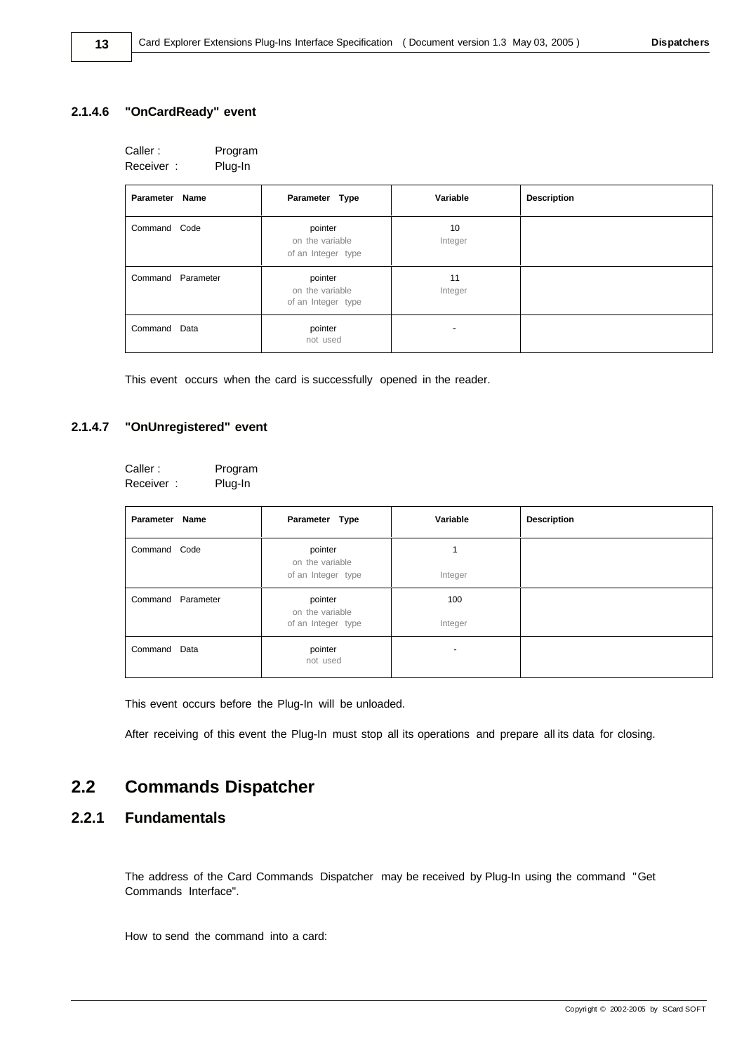#### 2.1.4.6 "OnCardReady" event

Caller : Program
Receiver : Plug-In

| Parameter Name | Parameter Type | Variable | Description |
|---|---|---|---|
| Command Code | pointer on the variable of an Integer type | 10 Integer | |
| Command Parameter | pointer on the variable of an Integer type | 11 Integer | |
| Command Data | pointer not used | - | |

This event occurs when the card is successfully opened in the reader.

#### 2.1.4.7 "OnUnregistered" event

Caller : Program
Receiver : Plug-In

| Parameter Name | Parameter Type | Variable | Description |
|---|---|---|---|
| Command Code | pointer on the variable of an Integer type | 1 Integer | |
| Command Parameter | pointer on the variable of an Integer type | 100 Integer | |
| Command Data | pointer not used | - | |

This event occurs before the Plug-In will be unloaded.

After receiving of this event the Plug-In must stop all its operations and prepare all its data for closing.

## 2.2 Commands Dispatcher

### 2.2.1 Fundamentals

The address of the Card Commands Dispatcher may be received by Plug-In using the command "Get Commands Interface".

How to send the command into a card: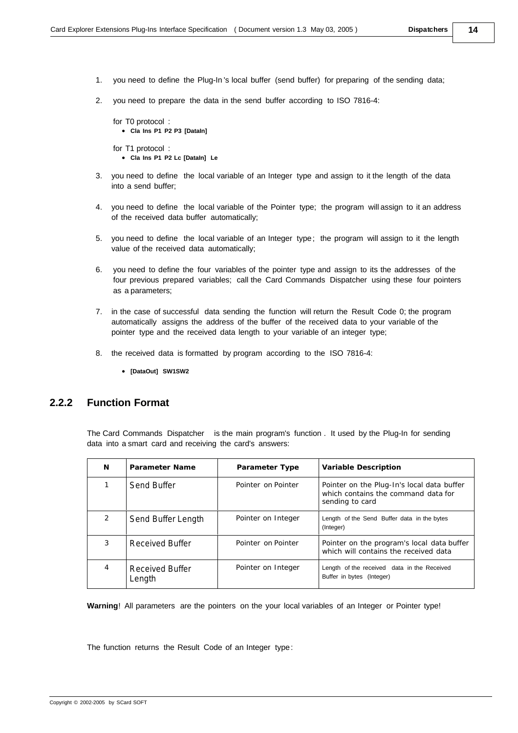1. you need to define the Plug-In's local buffer (send buffer) for preparing of the sending data;

2. you need to prepare the data in the send buffer according to ISO 7816-4:

   for T0 protocol :
   - **Cla Ins P1 P2 P3 [DataIn]**

   for T1 protocol :
   - **Cla Ins P1 P2 Lc [DataIn] Le**

3. you need to define the local variable of an Integer type and assign to it the length of the data into a send buffer;

4. you need to define the local variable of the Pointer type; the program will assign to it an address of the received data buffer automatically;

5. you need to define the local variable of an Integer type; the program will assign to it the length value of the received data automatically;

6. you need to define the four variables of the pointer type and assign to its the addresses of the four previous prepared variables; call the Card Commands Dispatcher using these four pointers as a parameters;

7. in the case of successful data sending the function will return the Result Code 0; the program automatically assigns the address of the buffer of the received data to your variable of the pointer type and the received data length to your variable of an integer type;

8. the received data is formatted by program according to the ISO 7816-4:

   - **[DataOut] SW1SW2**

### 2.2.2 Function Format

The Card Commands Dispatcher is the main program's function. It used by the Plug-In for sending data into a smart card and receiving the card's answers:

| N | Parameter Name | Parameter Type | Variable Description |
|---|---|---|---|
| 1 | Send Buffer | Pointer on Pointer | Pointer on the Plug-In's local data buffer which contains the command data for sending to card |
| 2 | Send Buffer Length | Pointer on Integer | Length of the Send Buffer data in the bytes (Integer) |
| 3 | Received Buffer | Pointer on Pointer | Pointer on the program's local data buffer which will contains the received data |
| 4 | Received Buffer Length | Pointer on Integer | Length of the received data in the Received Buffer in bytes (Integer) |

**Warning**! All parameters are the pointers on the your local variables of an Integer or Pointer type!

The function returns the Result Code of an Integer type: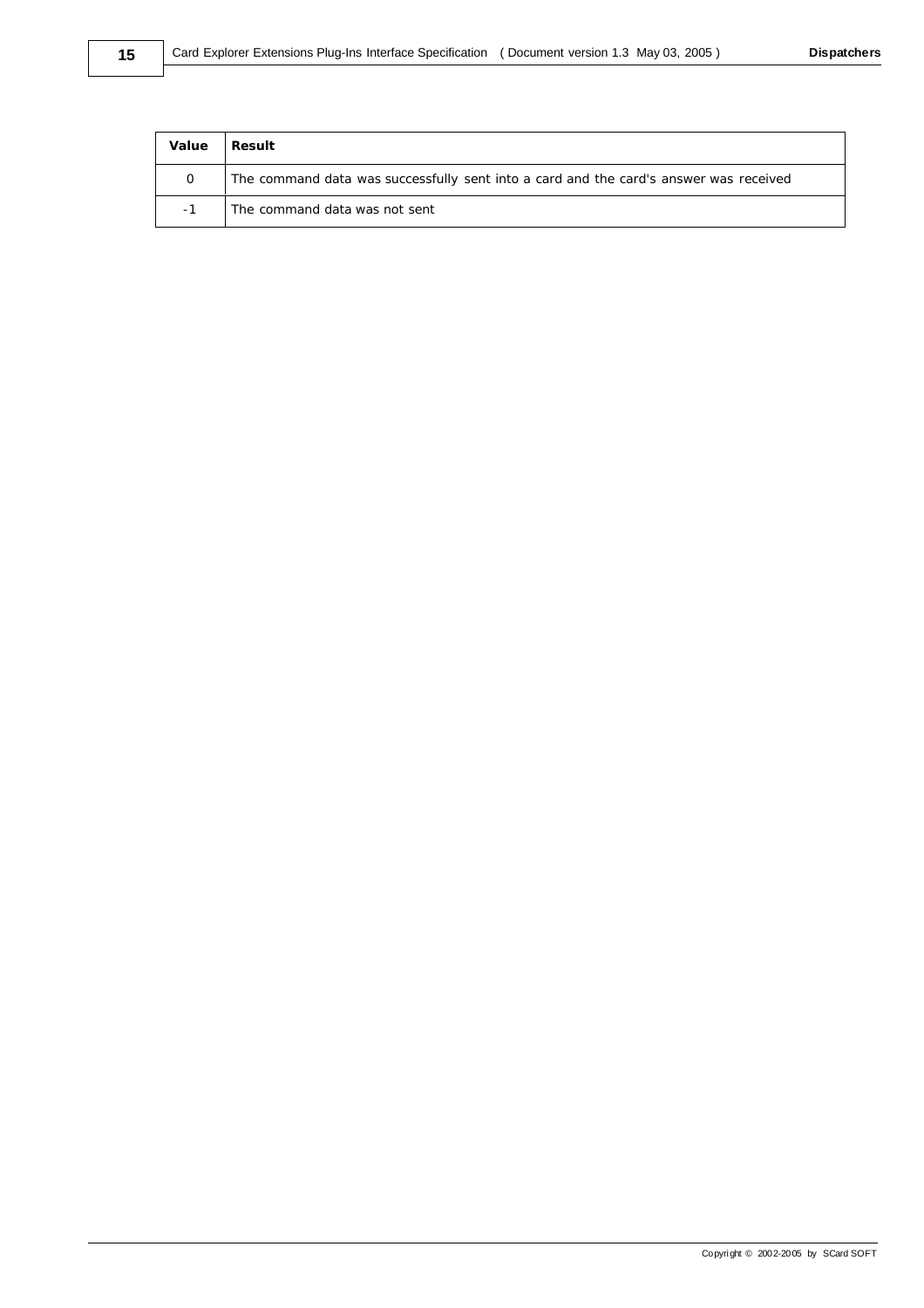| Value | Result |
| --- | --- |
| 0 | The command data was successfully sent into a card and the card's answer was received |
| -1 | The command data was not sent |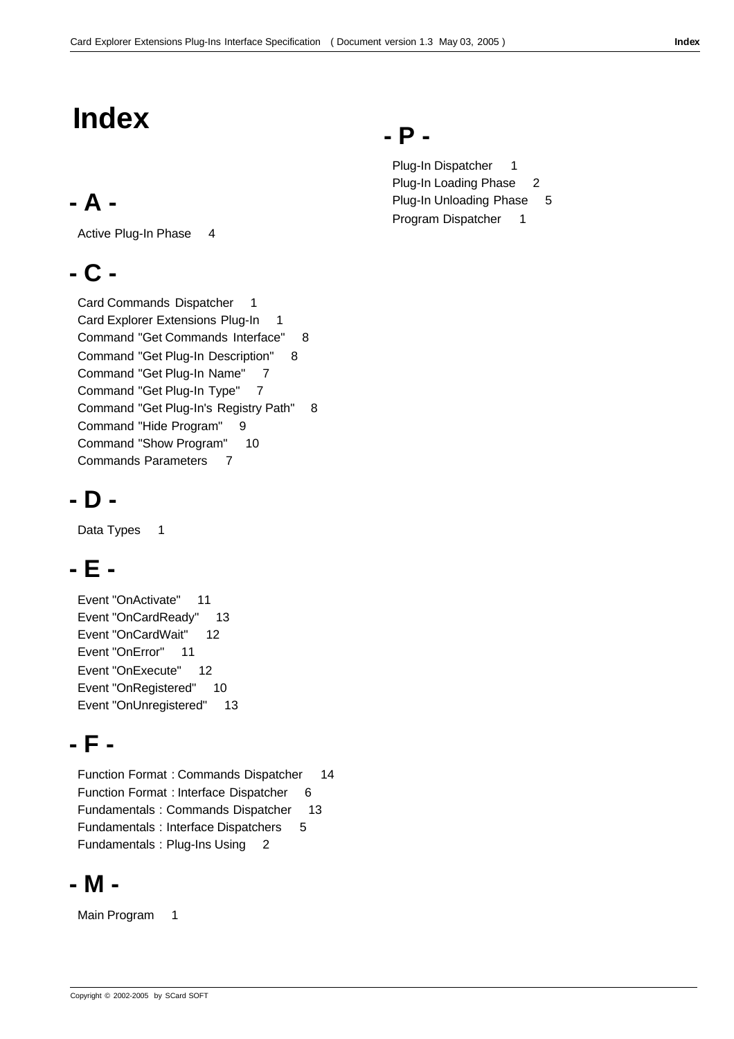# Index

## - A -

Active Plug-In Phase 4

## - C -

Card Commands Dispatcher 1
Card Explorer Extensions Plug-In 1
Command "Get Commands Interface" 8
Command "Get Plug-In Description" 8
Command "Get Plug-In Name" 7
Command "Get Plug-In Type" 7
Command "Get Plug-In's Registry Path" 8
Command "Hide Program" 9
Command "Show Program" 10
Commands Parameters 7

## - D -

Data Types 1

## - E -

Event "OnActivate" 11
Event "OnCardReady" 13
Event "OnCardWait" 12
Event "OnError" 11
Event "OnExecute" 12
Event "OnRegistered" 10
Event "OnUnregistered" 13

## - F -

Function Format : Commands Dispatcher 14
Function Format : Interface Dispatcher 6
Fundamentals : Commands Dispatcher 13
Fundamentals : Interface Dispatchers 5
Fundamentals : Plug-Ins Using 2

## - M -

Main Program 1

## - P -

Plug-In Dispatcher 1
Plug-In Loading Phase 2
Plug-In Unloading Phase 5
Program Dispatcher 1